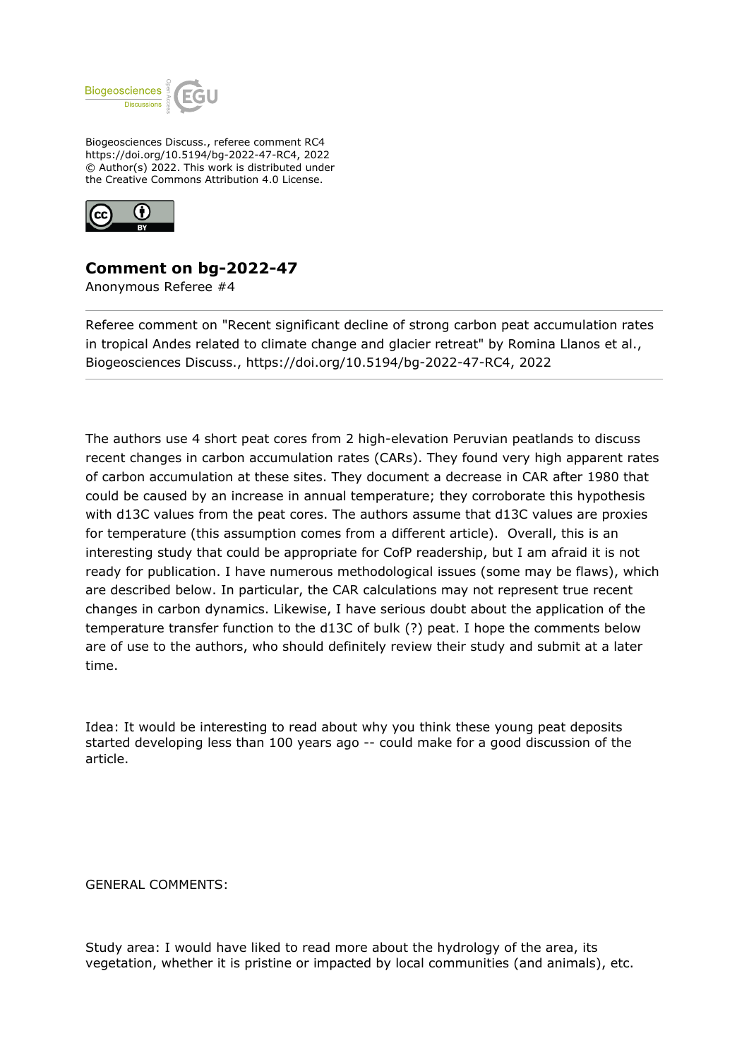Biogeosciences Discuss., referee comment RC4
https://doi.org/10.5194/bg-2022-47-RC4, 2022
© Author(s) 2022. This work is distributed under
the Creative Commons Attribution 4.0 License.

## Comment on bg-2022-47

Anonymous Referee #4

---

Referee comment on "Recent significant decline of strong carbon peat accumulation rates in tropical Andes related to climate change and glacier retreat" by Romina Llanos et al., Biogeosciences Discuss., https://doi.org/10.5194/bg-2022-47-RC4, 2022

---

The authors use 4 short peat cores from 2 high-elevation Peruvian peatlands to discuss recent changes in carbon accumulation rates (CARs). They found very high apparent rates of carbon accumulation at these sites. They document a decrease in CAR after 1980 that could be caused by an increase in annual temperature; they corroborate this hypothesis with d13C values from the peat cores. The authors assume that d13C values are proxies for temperature (this assumption comes from a different article). Overall, this is an interesting study that could be appropriate for CofP readership, but I am afraid it is not ready for publication. I have numerous methodological issues (some may be flaws), which are described below. In particular, the CAR calculations may not represent true recent changes in carbon dynamics. Likewise, I have serious doubt about the application of the temperature transfer function to the d13C of bulk (?) peat. I hope the comments below are of use to the authors, who should definitely review their study and submit at a later time.

Idea: It would be interesting to read about why you think these young peat deposits started developing less than 100 years ago -- could make for a good discussion of the article.

GENERAL COMMENTS:

Study area: I would have liked to read more about the hydrology of the area, its vegetation, whether it is pristine or impacted by local communities (and animals), etc.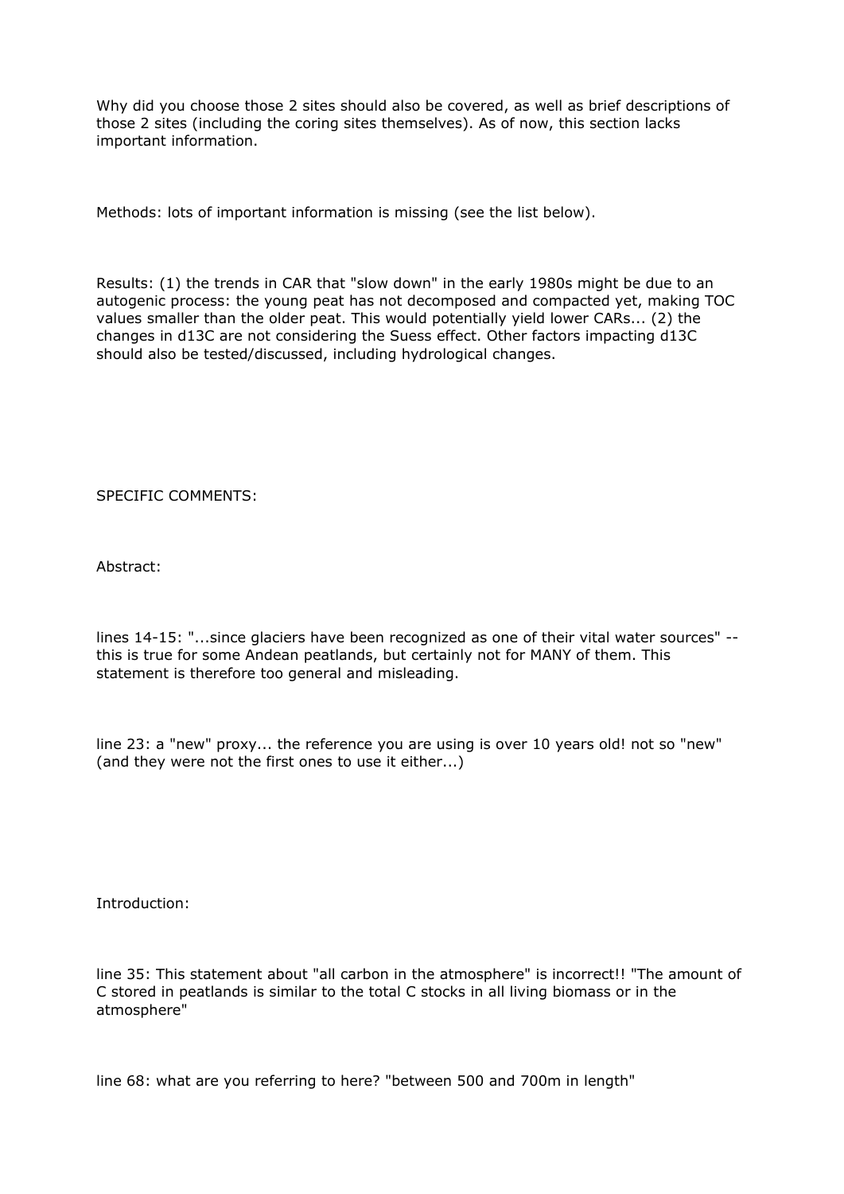Why did you choose those 2 sites should also be covered, as well as brief descriptions of those 2 sites (including the coring sites themselves). As of now, this section lacks important information.

Methods: lots of important information is missing (see the list below).

Results: (1) the trends in CAR that "slow down" in the early 1980s might be due to an autogenic process: the young peat has not decomposed and compacted yet, making TOC values smaller than the older peat. This would potentially yield lower CARs... (2) the changes in d13C are not considering the Suess effect. Other factors impacting d13C should also be tested/discussed, including hydrological changes.

SPECIFIC COMMENTS:

Abstract:

lines 14-15: "...since glaciers have been recognized as one of their vital water sources" -- this is true for some Andean peatlands, but certainly not for MANY of them. This statement is therefore too general and misleading.

line 23: a "new" proxy... the reference you are using is over 10 years old! not so "new" (and they were not the first ones to use it either...)

Introduction:

line 35: This statement about "all carbon in the atmosphere" is incorrect!! "The amount of C stored in peatlands is similar to the total C stocks in all living biomass or in the atmosphere"

line 68: what are you referring to here? "between 500 and 700m in length"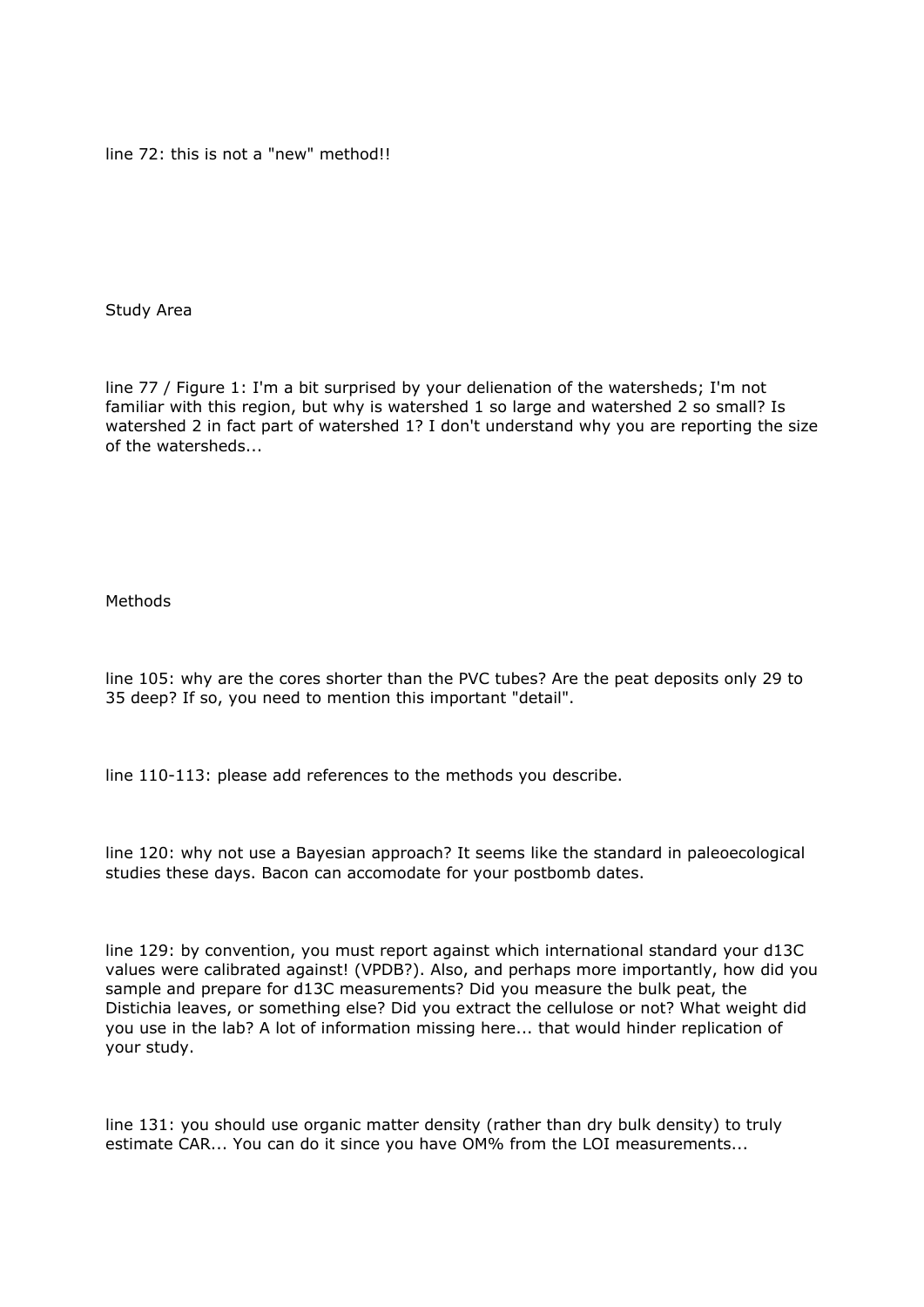line 72: this is not a "new" method!!

Study Area

line 77 / Figure 1: I'm a bit surprised by your delienation of the watersheds; I'm not familiar with this region, but why is watershed 1 so large and watershed 2 so small? Is watershed 2 in fact part of watershed 1? I don't understand why you are reporting the size of the watersheds...

Methods

line 105: why are the cores shorter than the PVC tubes? Are the peat deposits only 29 to 35 deep? If so, you need to mention this important "detail".

line 110-113: please add references to the methods you describe.

line 120: why not use a Bayesian approach? It seems like the standard in paleoecological studies these days. Bacon can accomodate for your postbomb dates.

line 129: by convention, you must report against which international standard your d13C values were calibrated against! (VPDB?). Also, and perhaps more importantly, how did you sample and prepare for d13C measurements? Did you measure the bulk peat, the Distichia leaves, or something else? Did you extract the cellulose or not? What weight did you use in the lab? A lot of information missing here... that would hinder replication of your study.

line 131: you should use organic matter density (rather than dry bulk density) to truly estimate CAR... You can do it since you have OM% from the LOI measurements...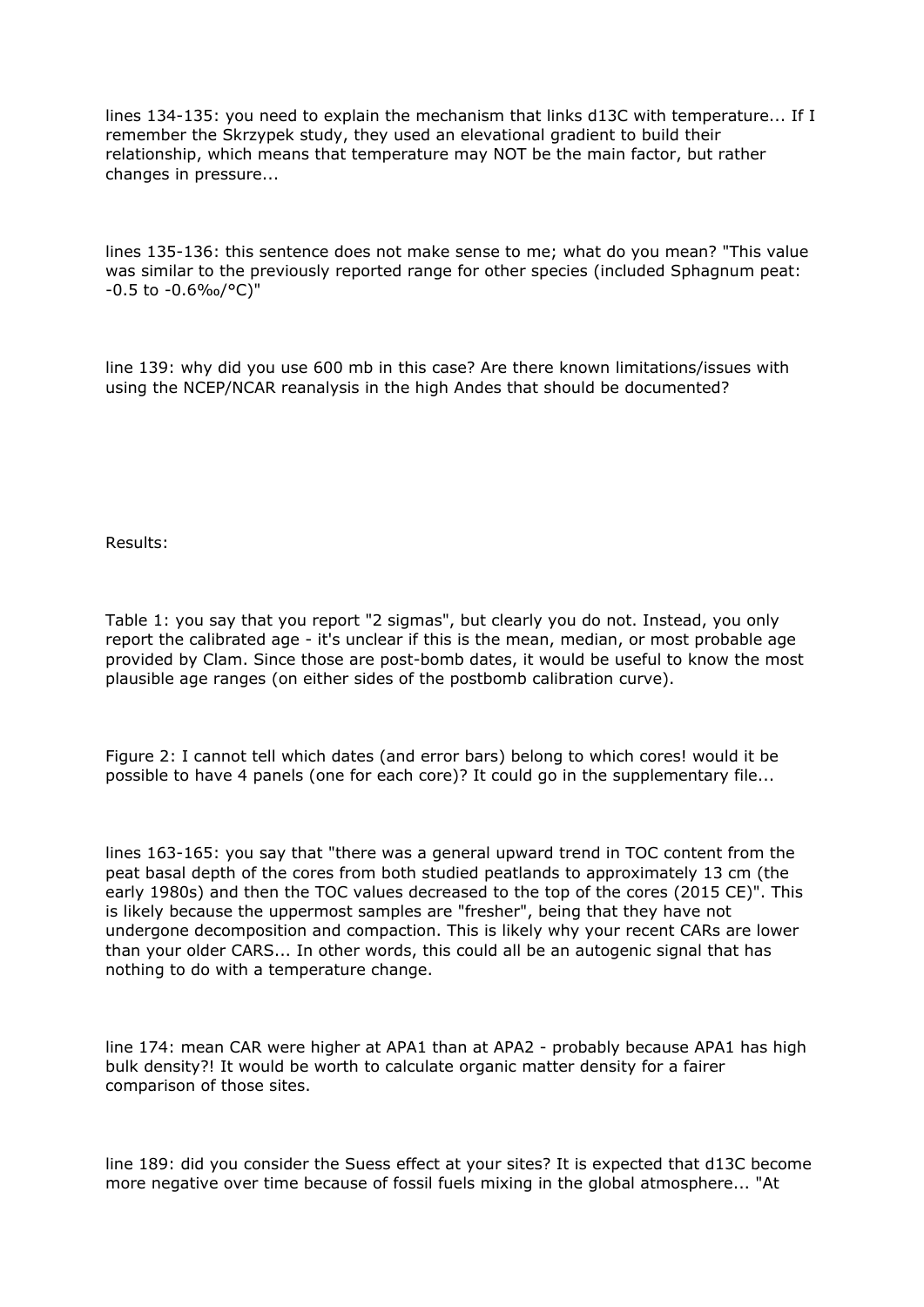lines 134-135: you need to explain the mechanism that links d13C with temperature... If I remember the Skrzypek study, they used an elevational gradient to build their relationship, which means that temperature may NOT be the main factor, but rather changes in pressure...

lines 135-136: this sentence does not make sense to me; what do you mean? "This value was similar to the previously reported range for other species (included Sphagnum peat: -0.5 to -0.6‰/°C)"

line 139: why did you use 600 mb in this case? Are there known limitations/issues with using the NCEP/NCAR reanalysis in the high Andes that should be documented?

Results:

Table 1: you say that you report "2 sigmas", but clearly you do not. Instead, you only report the calibrated age - it's unclear if this is the mean, median, or most probable age provided by Clam. Since those are post-bomb dates, it would be useful to know the most plausible age ranges (on either sides of the postbomb calibration curve).

Figure 2: I cannot tell which dates (and error bars) belong to which cores! would it be possible to have 4 panels (one for each core)? It could go in the supplementary file...

lines 163-165: you say that "there was a general upward trend in TOC content from the peat basal depth of the cores from both studied peatlands to approximately 13 cm (the early 1980s) and then the TOC values decreased to the top of the cores (2015 CE)". This is likely because the uppermost samples are "fresher", being that they have not undergone decomposition and compaction. This is likely why your recent CARs are lower than your older CARS... In other words, this could all be an autogenic signal that has nothing to do with a temperature change.

line 174: mean CAR were higher at APA1 than at APA2 - probably because APA1 has high bulk density?! It would be worth to calculate organic matter density for a fairer comparison of those sites.

line 189: did you consider the Suess effect at your sites? It is expected that d13C become more negative over time because of fossil fuels mixing in the global atmosphere... "At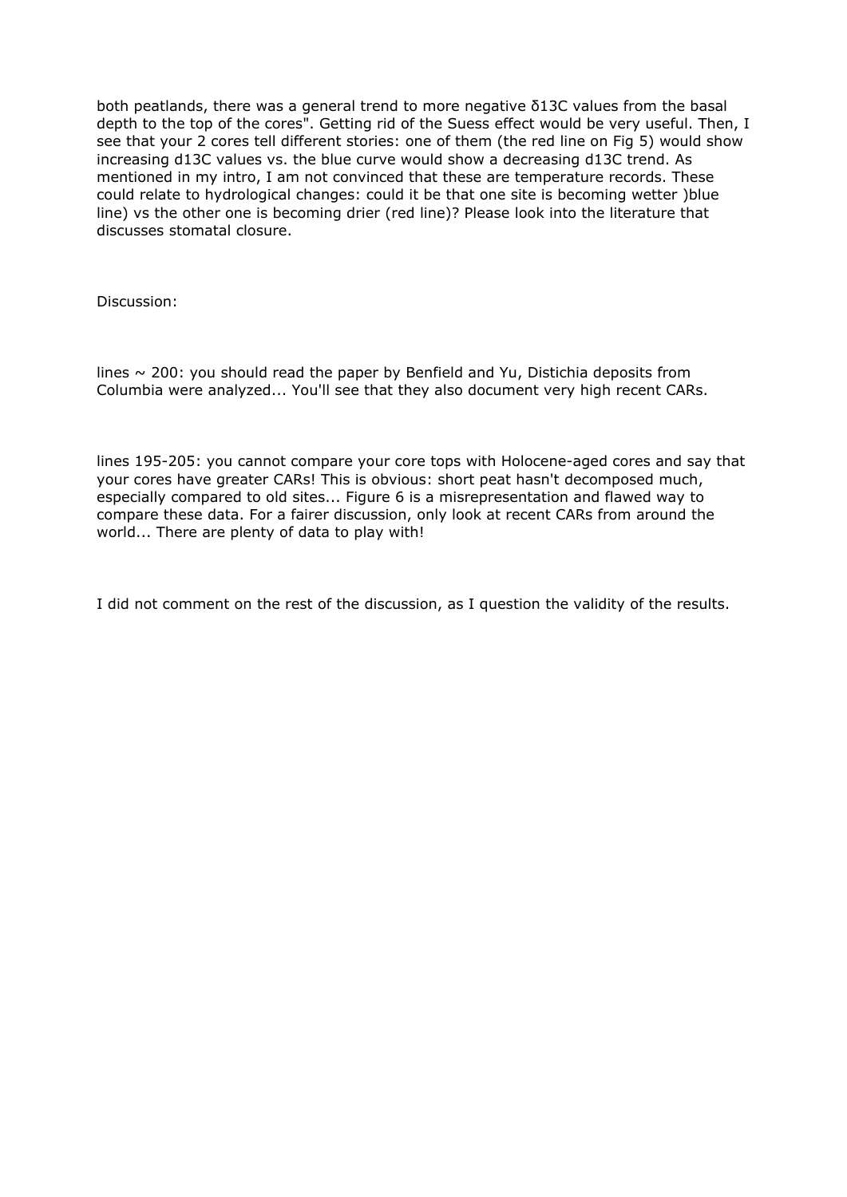both peatlands, there was a general trend to more negative δ13C values from the basal depth to the top of the cores". Getting rid of the Suess effect would be very useful. Then, I see that your 2 cores tell different stories: one of them (the red line on Fig 5) would show increasing d13C values vs. the blue curve would show a decreasing d13C trend. As mentioned in my intro, I am not convinced that these are temperature records. These could relate to hydrological changes: could it be that one site is becoming wetter )blue line) vs the other one is becoming drier (red line)? Please look into the literature that discusses stomatal closure.

Discussion:

lines ~ 200: you should read the paper by Benfield and Yu, Distichia deposits from Columbia were analyzed... You'll see that they also document very high recent CARs.

lines 195-205: you cannot compare your core tops with Holocene-aged cores and say that your cores have greater CARs! This is obvious: short peat hasn't decomposed much, especially compared to old sites... Figure 6 is a misrepresentation and flawed way to compare these data. For a fairer discussion, only look at recent CARs from around the world... There are plenty of data to play with!

I did not comment on the rest of the discussion, as I question the validity of the results.